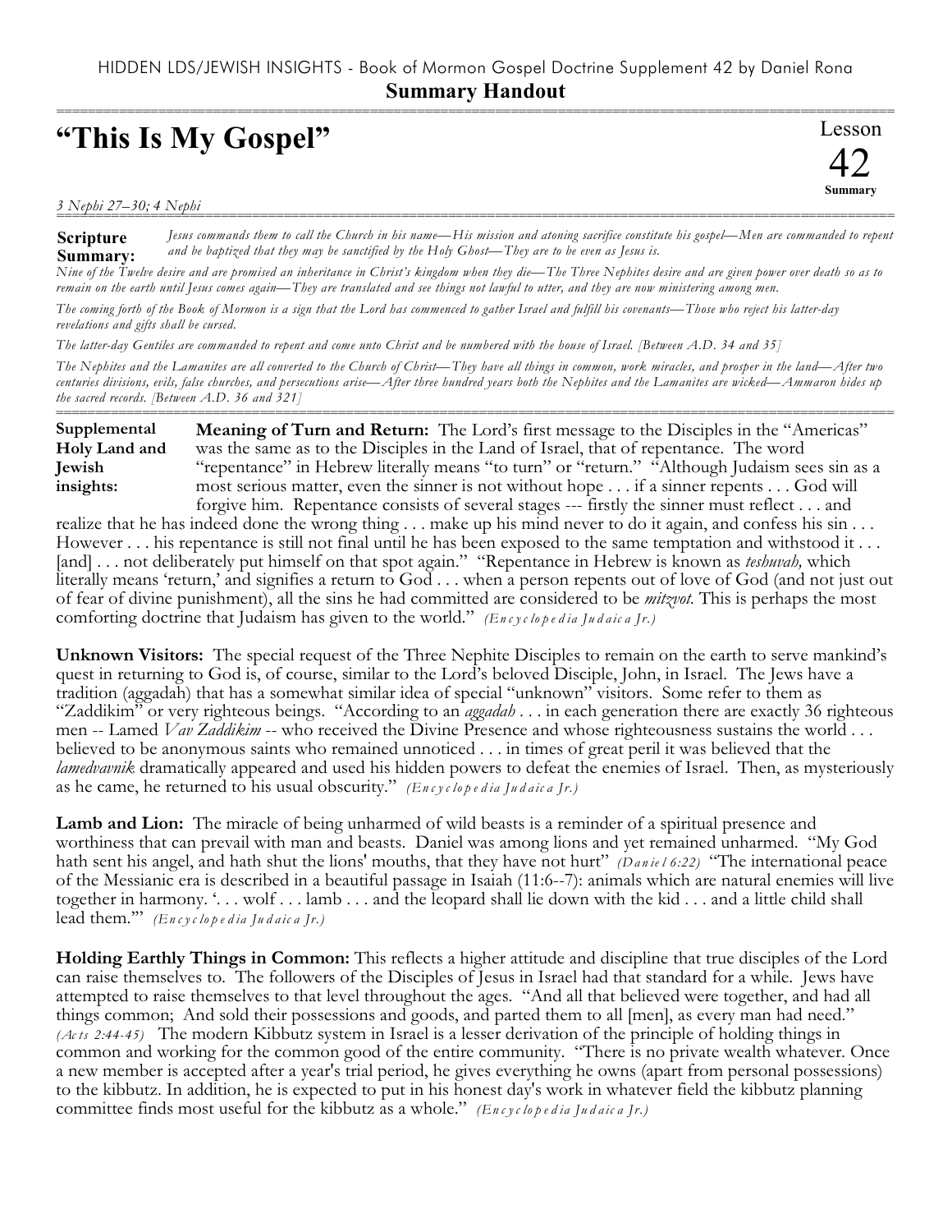HIDDEN LDS/JEWISH INSIGHTS - Book of Mormon Gospel Doctrine Supplement 42 by Daniel Rona

**Summary Handout**

# "This Is My Gospel"

Lesson 42 Summary

*3 Nephi 27–30; 4 Nephi*

**Scripture Summary:** *Jesus commands them to call the Church in his name—His mission and atoning sacrifice constitute his gospel—Men are commanded to repent and be baptized that they may be sanctified by the Holy Ghost—They are to be even as Jesus is.*

*Nine of the Twelve desire and are promised an inheritance in Christ's kingdom when they die—The Three Nephites desire and are given power over death so as to remain on the earth until Jesus comes again—They are translated and see things not lawful to utter, and they are now ministering among men.*

*The coming forth of the Book of Mormon is a sign that the Lord has commenced to gather Israel and fulfill his covenants—Those who reject his latter-day revelations and gifts shall be cursed.*

*The latter-day Gentiles are commanded to repent and come unto Christ and be numbered with the house of Israel. [Between A.D. 34 and 35]*

*The Nephites and the Lamanites are all converted to the Church of Christ—They have all things in common, work miracles, and prosper in the land—After two centuries divisions, evils, false churches, and persecutions arise—After three hundred years both the Nephites and the Lamanites are wicked—Ammaron hides up the sacred records. [Between A.D. 36 and 321]*

**Supplemental Holy Land and Jewish insights:**

**Meaning of Turn and Return:** The Lord's first message to the Disciples in the "Americas" was the same as to the Disciples in the Land of Israel, that of repentance. The word "repentance" in Hebrew literally means "to turn" or "return." "Although Judaism sees sin as a most serious matter, even the sinner is not without hope . . . if a sinner repents . . . God will forgive him. Repentance consists of several stages --- firstly the sinner must reflect . . . and realize that he has indeed done the wrong thing . . . make up his mind never to do it again, and confess his sin . . . However . . . his repentance is still not final until he has been exposed to the same temptation and withstood it . . . [and] . . . not deliberately put himself on that spot again." "Repentance in Hebrew is known as *teshuvah,* which literally means 'return,' and signifies a return to God . . . when a person repents out of love of God (and not just out of fear of divine punishment), all the sins he had committed are considered to be *mitzvot.* This is perhaps the most comforting doctrine that Judaism has given to the world." *(Encyclopedia Judaica Jr.)*

**Unknown Visitors:** The special request of the Three Nephite Disciples to remain on the earth to serve mankind's quest in returning to God is, of course, similar to the Lord's beloved Disciple, John, in Israel. The Jews have a tradition (aggadah) that has a somewhat similar idea of special "unknown" visitors. Some refer to them as "Zaddikim" or very righteous beings. "According to an *aggadah* . . . in each generation there are exactly 36 righteous men -- Lamed *Vav Zaddikim* -- who received the Divine Presence and whose righteousness sustains the world . . . believed to be anonymous saints who remained unnoticed . . . in times of great peril it was believed that the *lamedvavnik* dramatically appeared and used his hidden powers to defeat the enemies of Israel. Then, as mysteriously as he came, he returned to his usual obscurity." *(Encyclopedia Judaica Jr.)*

**Lamb and Lion:** The miracle of being unharmed of wild beasts is a reminder of a spiritual presence and worthiness that can prevail with man and beasts. Daniel was among lions and yet remained unharmed. "My God hath sent his angel, and hath shut the lions' mouths, that they have not hurt" *(Daniel 6:22)* "The international peace of the Messianic era is described in a beautiful passage in Isaiah (11:6--7): animals which are natural enemies will live together in harmony. '. . . wolf . . . lamb . . . and the leopard shall lie down with the kid . . . and a little child shall lead them.'" *(Encyclopedia Judaica Jr.)*

**Holding Earthly Things in Common:** This reflects a higher attitude and discipline that true disciples of the Lord can raise themselves to. The followers of the Disciples of Jesus in Israel had that standard for a while. Jews have attempted to raise themselves to that level throughout the ages. "And all that believed were together, and had all things common; And sold their possessions and goods, and parted them to all [men], as every man had need." *(Acts 2:44-45)* The modern Kibbutz system in Israel is a lesser derivation of the principle of holding things in common and working for the common good of the entire community. "There is no private wealth whatever. Once a new member is accepted after a year's trial period, he gives everything he owns (apart from personal possessions) to the kibbutz. In addition, he is expected to put in his honest day's work in whatever field the kibbutz planning committee finds most useful for the kibbutz as a whole." *(Encyclopedia Judaica Jr.)*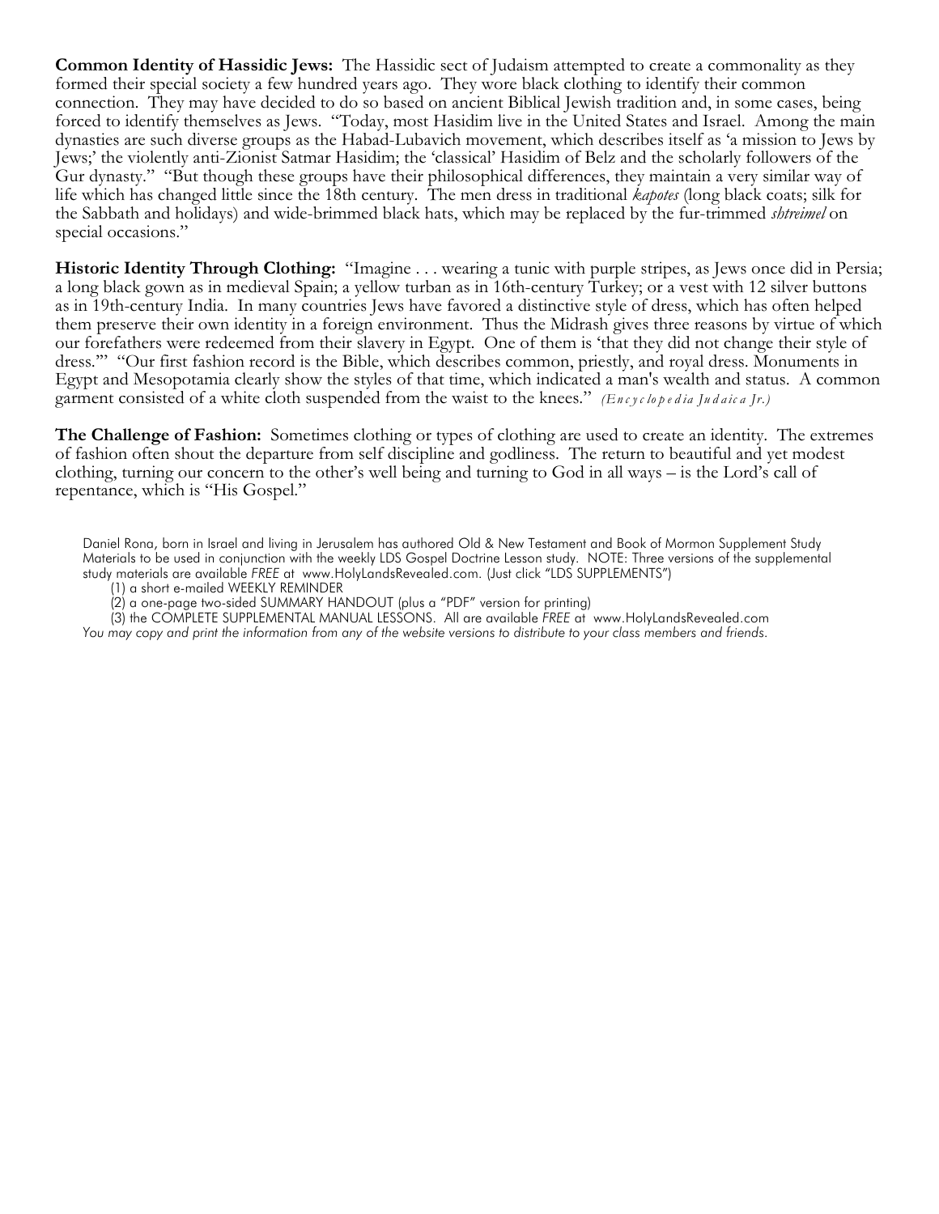**Common Identity of Hassidic Jews:** The Hassidic sect of Judaism attempted to create a commonality as they formed their special society a few hundred years ago. They wore black clothing to identify their common connection. They may have decided to do so based on ancient Biblical Jewish tradition and, in some cases, being forced to identify themselves as Jews. "Today, most Hasidim live in the United States and Israel. Among the main dynasties are such diverse groups as the Habad-Lubavich movement, which describes itself as 'a mission to Jews by Jews;' the violently anti-Zionist Satmar Hasidim; the 'classical' Hasidim of Belz and the scholarly followers of the Gur dynasty." "But though these groups have their philosophical differences, they maintain a very similar way of life which has changed little since the 18th century. The men dress in traditional *kapotes* (long black coats; silk for the Sabbath and holidays) and wide-brimmed black hats, which may be replaced by the fur-trimmed *shtreimel* on special occasions."

**Historic Identity Through Clothing:** "Imagine . . . wearing a tunic with purple stripes, as Jews once did in Persia; a long black gown as in medieval Spain; a yellow turban as in 16th-century Turkey; or a vest with 12 silver buttons as in 19th-century India. In many countries Jews have favored a distinctive style of dress, which has often helped them preserve their own identity in a foreign environment. Thus the Midrash gives three reasons by virtue of which our forefathers were redeemed from their slavery in Egypt. One of them is 'that they did not change their style of dress.'" "Our first fashion record is the Bible, which describes common, priestly, and royal dress. Monuments in Egypt and Mesopotamia clearly show the styles of that time, which indicated a man's wealth and status. A common garment consisted of a white cloth suspended from the waist to the knees." *(Encyclopedia Judaica Jr.)*

**The Challenge of Fashion:** Sometimes clothing or types of clothing are used to create an identity. The extremes of fashion often shout the departure from self discipline and godliness. The return to beautiful and yet modest clothing, turning our concern to the other's well being and turning to God in all ways – is the Lord's call of repentance, which is "His Gospel."

Daniel Rona, born in Israel and living in Jerusalem has authored Old & New Testament and Book of Mormon Supplement Study Materials to be used in conjunction with the weekly LDS Gospel Doctrine Lesson study. NOTE: Three versions of the supplemental study materials are available *FREE* at www.HolyLandsRevealed.com. (Just click "LDS SUPPLEMENTS")

(1) a short e-mailed WEEKLY REMINDER
(2) a one-page two-sided SUMMARY HANDOUT (plus a "PDF" version for printing)
(3) the COMPLETE SUPPLEMENTAL MANUAL LESSONS. All are available *FREE* at www.HolyLandsRevealed.com

*You may copy and print the information from any of the website versions to distribute to your class members and friends.*